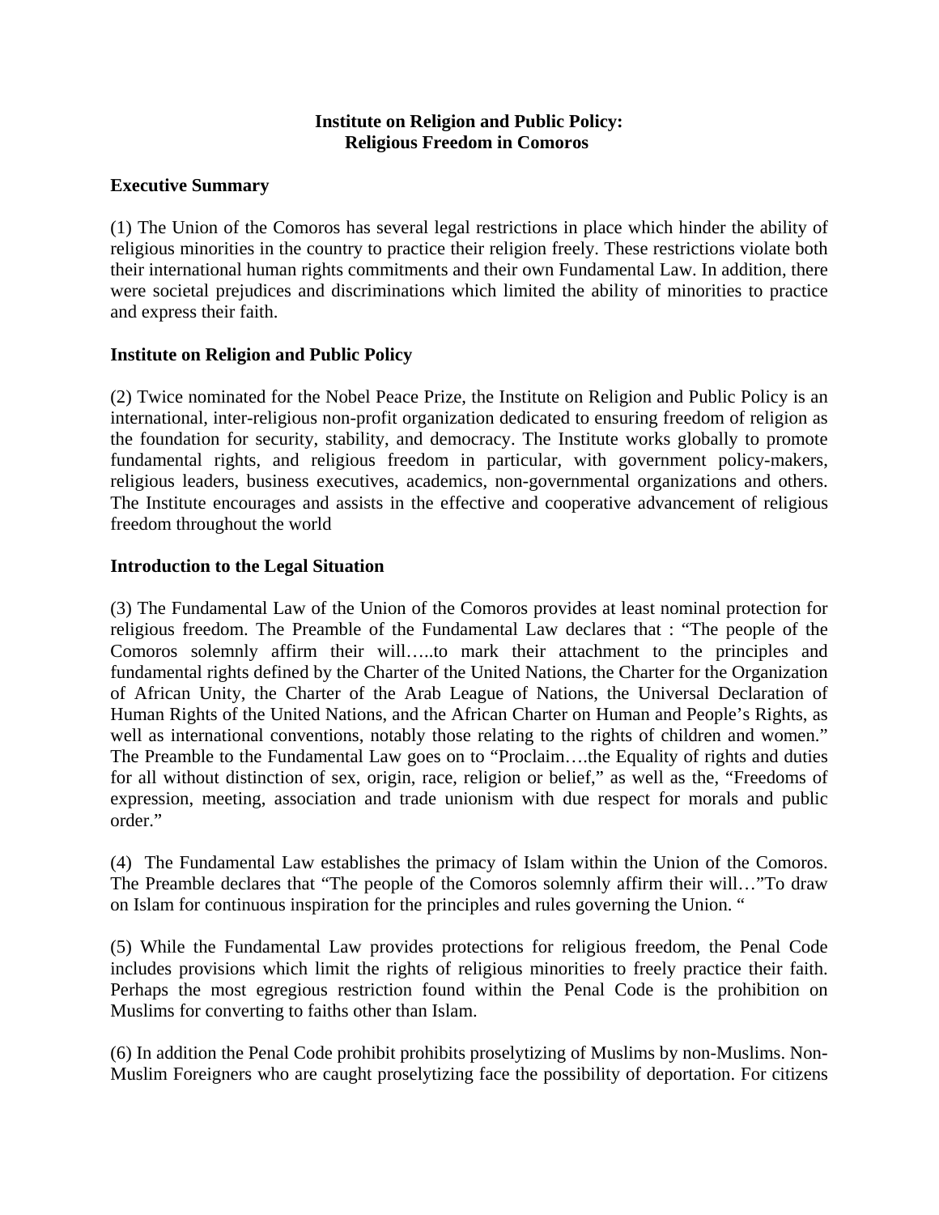**Institute on Religion and Public Policy:**
**Religious Freedom in Comoros**

## Executive Summary

(1) The Union of the Comoros has several legal restrictions in place which hinder the ability of religious minorities in the country to practice their religion freely. These restrictions violate both their international human rights commitments and their own Fundamental Law. In addition, there were societal prejudices and discriminations which limited the ability of minorities to practice and express their faith.

## Institute on Religion and Public Policy

(2) Twice nominated for the Nobel Peace Prize, the Institute on Religion and Public Policy is an international, inter-religious non-profit organization dedicated to ensuring freedom of religion as the foundation for security, stability, and democracy. The Institute works globally to promote fundamental rights, and religious freedom in particular, with government policy-makers, religious leaders, business executives, academics, non-governmental organizations and others. The Institute encourages and assists in the effective and cooperative advancement of religious freedom throughout the world

## Introduction to the Legal Situation

(3) The Fundamental Law of the Union of the Comoros provides at least nominal protection for religious freedom. The Preamble of the Fundamental Law declares that : "The people of the Comoros solemnly affirm their will…..to mark their attachment to the principles and fundamental rights defined by the Charter of the United Nations, the Charter for the Organization of African Unity, the Charter of the Arab League of Nations, the Universal Declaration of Human Rights of the United Nations, and the African Charter on Human and People's Rights, as well as international conventions, notably those relating to the rights of children and women." The Preamble to the Fundamental Law goes on to "Proclaim….the Equality of rights and duties for all without distinction of sex, origin, race, religion or belief," as well as the, "Freedoms of expression, meeting, association and trade unionism with due respect for morals and public order."

(4) The Fundamental Law establishes the primacy of Islam within the Union of the Comoros. The Preamble declares that "The people of the Comoros solemnly affirm their will…"To draw on Islam for continuous inspiration for the principles and rules governing the Union. "

(5) While the Fundamental Law provides protections for religious freedom, the Penal Code includes provisions which limit the rights of religious minorities to freely practice their faith. Perhaps the most egregious restriction found within the Penal Code is the prohibition on Muslims for converting to faiths other than Islam.

(6) In addition the Penal Code prohibit prohibits proselytizing of Muslims by non-Muslims. Non-Muslim Foreigners who are caught proselytizing face the possibility of deportation. For citizens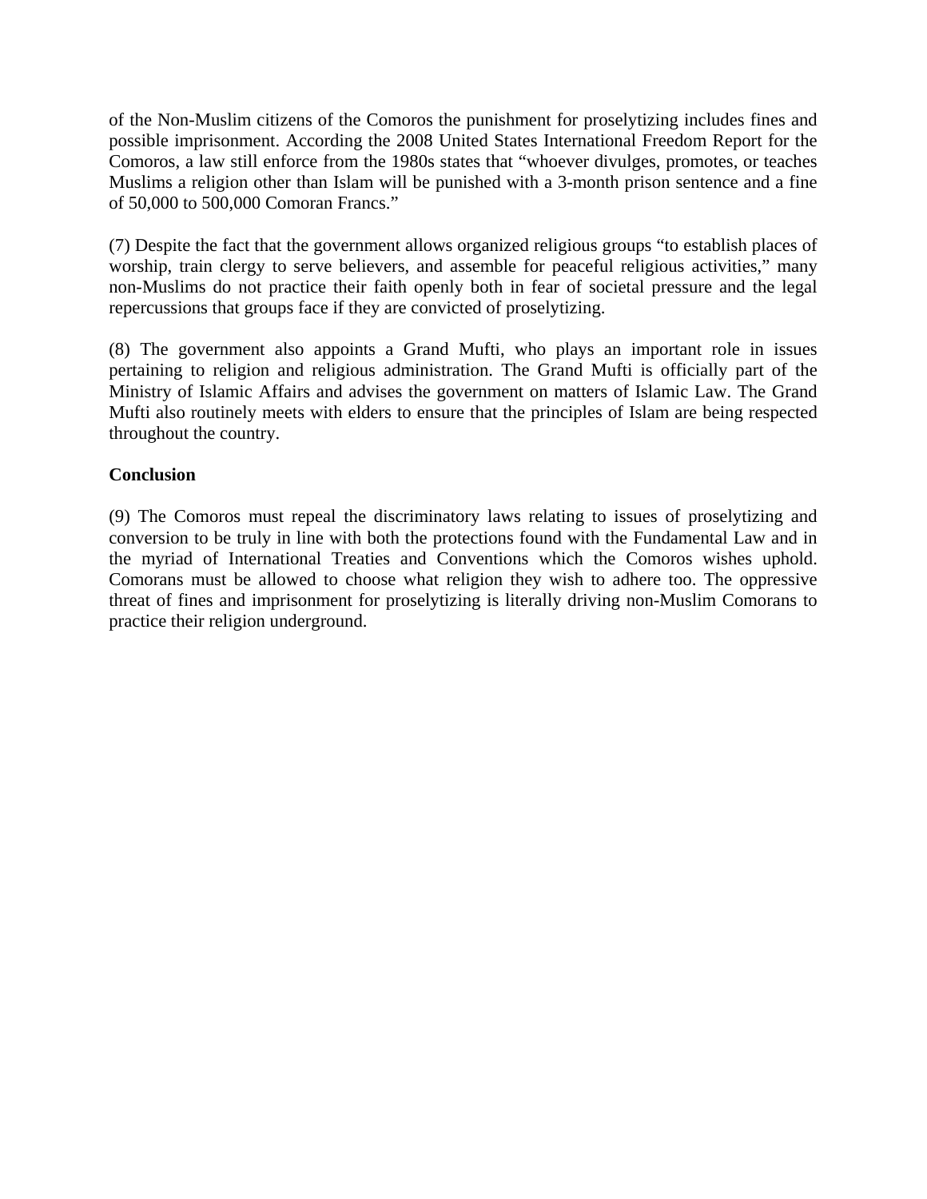of the Non-Muslim citizens of the Comoros the punishment for proselytizing includes fines and possible imprisonment. According the 2008 United States International Freedom Report for the Comoros, a law still enforce from the 1980s states that "whoever divulges, promotes, or teaches Muslims a religion other than Islam will be punished with a 3-month prison sentence and a fine of 50,000 to 500,000 Comoran Francs."

(7) Despite the fact that the government allows organized religious groups "to establish places of worship, train clergy to serve believers, and assemble for peaceful religious activities," many non-Muslims do not practice their faith openly both in fear of societal pressure and the legal repercussions that groups face if they are convicted of proselytizing.

(8) The government also appoints a Grand Mufti, who plays an important role in issues pertaining to religion and religious administration. The Grand Mufti is officially part of the Ministry of Islamic Affairs and advises the government on matters of Islamic Law. The Grand Mufti also routinely meets with elders to ensure that the principles of Islam are being respected throughout the country.

**Conclusion**

(9) The Comoros must repeal the discriminatory laws relating to issues of proselytizing and conversion to be truly in line with both the protections found with the Fundamental Law and in the myriad of International Treaties and Conventions which the Comoros wishes uphold. Comorans must be allowed to choose what religion they wish to adhere too. The oppressive threat of fines and imprisonment for proselytizing is literally driving non-Muslim Comorans to practice their religion underground.